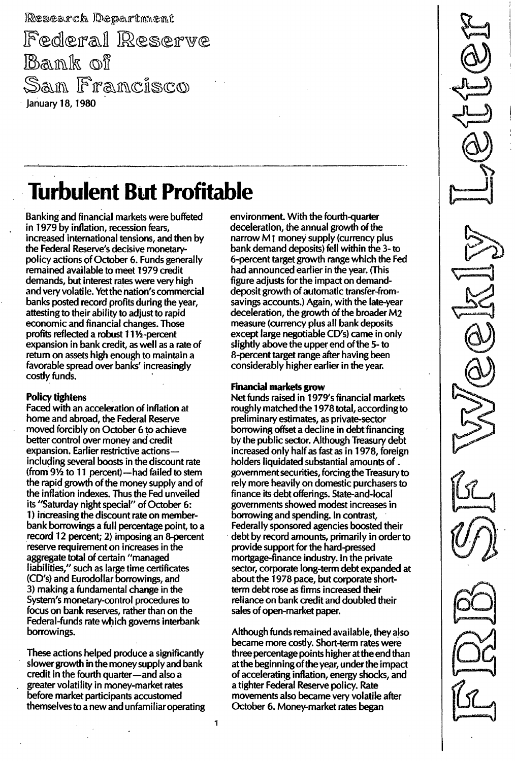Research Department

Federal Reserve Bank of San Francisco

January 18, 1980

FRBSF Weekly Letter

# Turbulent But Profitable

Banking and financial markets were buffeted in 1979 by inflation, recession fears, increased international tensions, and then by the Federal Reserve's decisive monetary-policy actions of October 6. Funds generally remained available to meet 1979 credit demands, but interest rates were very high and very volatile. Yet the nation's commercial banks posted record profits during the year, attesting to their ability to adjust to rapid economic and financial changes. Those profits reflected a robust 11½-percent expansion in bank credit, as well as a rate of return on assets high enough to maintain a favorable spread over banks' increasingly costly funds.

**Policy tightens**

Faced with an acceleration of inflation at home and abroad, the Federal Reserve moved forcibly on October 6 to achieve better control over money and credit expansion. Earlier restrictive actions—including several boosts in the discount rate (from 9½ to 11 percent)—had failed to stem the rapid growth of the money supply and of the inflation indexes. Thus the Fed unveiled its "Saturday night special" of October 6: 1) increasing the discount rate on member-bank borrowings a full percentage point, to a record 12 percent; 2) imposing an 8-percent reserve requirement on increases in the aggregate total of certain "managed liabilities," such as large time certificates (CD's) and Eurodollar borrowings, and 3) making a fundamental change in the System's monetary-control procedures to focus on bank reserves, rather than on the Federal-funds rate which governs interbank borrowings.

These actions helped produce a significantly slower growth in the money supply and bank credit in the fourth quarter—and also a greater volatility in money-market rates before market participants accustomed themselves to a new and unfamiliar operating environment. With the fourth-quarter deceleration, the annual growth of the narrow M1 money supply (currency plus bank demand deposits) fell within the 3- to 6-percent target growth range which the Fed had announced earlier in the year. (This figure adjusts for the impact on demand-deposit growth of automatic transfer-from-savings accounts.) Again, with the late-year deceleration, the growth of the broader M2 measure (currency plus all bank deposits except large negotiable CD's) came in only slightly above the upper end of the 5- to 8-percent target range after having been considerably higher earlier in the year.

**Financial markets grow**

Net funds raised in 1979's financial markets roughly matched the 1978 total, according to preliminary estimates, as private-sector borrowing offset a decline in debt financing by the public sector. Although Treasury debt increased only half as fast as in 1978, foreign holders liquidated substantial amounts of government securities, forcing the Treasury to rely more heavily on domestic purchasers to finance its debt offerings. State-and-local governments showed modest increases in borrowing and spending. In contrast, Federally sponsored agencies boosted their debt by record amounts, primarily in order to provide support for the hard-pressed mortgage-finance industry. In the private sector, corporate long-term debt expanded at about the 1978 pace, but corporate short-term debt rose as firms increased their reliance on bank credit and doubled their sales of open-market paper.

Although funds remained available, they also became more costly. Short-term rates were three percentage points higher at the end than at the beginning of the year, under the impact of accelerating inflation, energy shocks, and a tighter Federal Reserve policy. Rate movements also became very volatile after October 6. Money-market rates began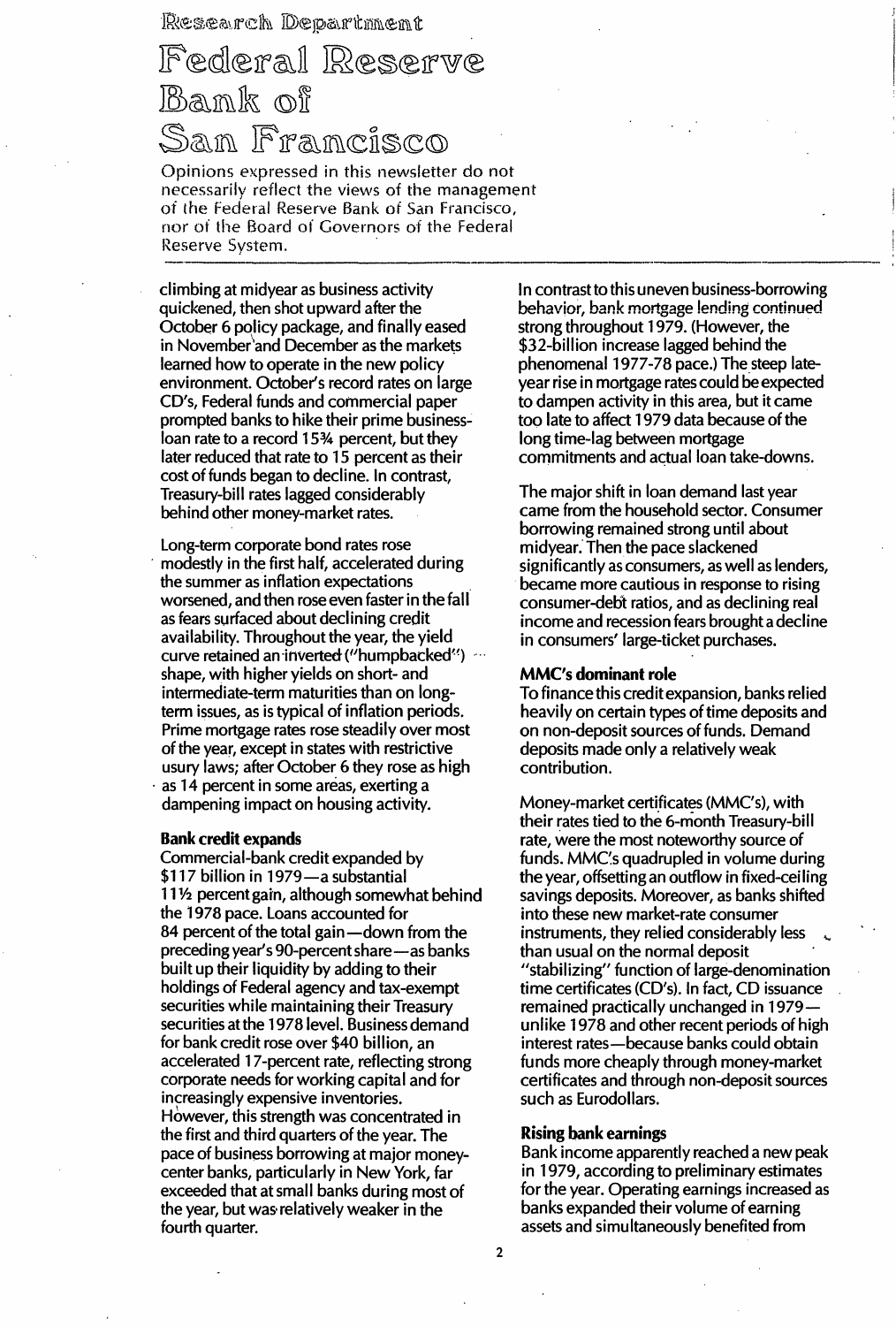climbing at midyear as business activity quickened, then shot upward after the October 6 policy package, and finally eased in November and December as the markets learned how to operate in the new policy environment. October's record rates on large CD's, Federal funds and commercial paper prompted banks to hike their prime business-loan rate to a record 15¾ percent, but they later reduced that rate to 15 percent as their cost of funds began to decline. In contrast, Treasury-bill rates lagged considerably behind other money-market rates.

Long-term corporate bond rates rose modestly in the first half, accelerated during the summer as inflation expectations worsened, and then rose even faster in the fall as fears surfaced about declining credit availability. Throughout the year, the yield curve retained an inverted ("humpbacked") shape, with higher yields on short- and intermediate-term maturities than on long-term issues, as is typical of inflation periods. Prime mortgage rates rose steadily over most of the year, except in states with restrictive usury laws; after October 6 they rose as high as 14 percent in some areas, exerting a dampening impact on housing activity.

**Bank credit expands**

Commercial-bank credit expanded by $117 billion in 1979—a substantial 11½ percent gain, although somewhat behind the 1978 pace. Loans accounted for 84 percent of the total gain—down from the preceding year's 90-percent share—as banks built up their liquidity by adding to their holdings of Federal agency and tax-exempt securities while maintaining their Treasury securities at the 1978 level. Business demand for bank credit rose over $40 billion, an accelerated 17-percent rate, reflecting strong corporate needs for working capital and for increasingly expensive inventories. However, this strength was concentrated in the first and third quarters of the year. The pace of business borrowing at major money-center banks, particularly in New York, far exceeded that at small banks during most of the year, but was relatively weaker in the fourth quarter.

In contrast to this uneven business-borrowing behavior, bank mortgage lending continued strong throughout 1979. (However, the $32-billion increase lagged behind the phenomenal 1977-78 pace.) The steep late-year rise in mortgage rates could be expected to dampen activity in this area, but it came too late to affect 1979 data because of the long time-lag between mortgage commitments and actual loan take-downs.

The major shift in loan demand last year came from the household sector. Consumer borrowing remained strong until about midyear. Then the pace slackened significantly as consumers, as well as lenders, became more cautious in response to rising consumer-debt ratios, and as declining real income and recession fears brought a decline in consumers' large-ticket purchases.

**MMC's dominant role**

To finance this credit expansion, banks relied heavily on certain types of time deposits and on non-deposit sources of funds. Demand deposits made only a relatively weak contribution.

Money-market certificates (MMC's), with their rates tied to the 6-month Treasury-bill rate, were the most noteworthy source of funds. MMC's quadrupled in volume during the year, offsetting an outflow in fixed-ceiling savings deposits. Moreover, as banks shifted into these new market-rate consumer instruments, they relied considerably less than usual on the normal deposit "stabilizing" function of large-denomination time certificates (CD's). In fact, CD issuance remained practically unchanged in 1979—unlike 1978 and other recent periods of high interest rates—because banks could obtain funds more cheaply through money-market certificates and through non-deposit sources such as Eurodollars.

**Rising bank earnings**

Bank income apparently reached a new peak in 1979, according to preliminary estimates for the year. Operating earnings increased as banks expanded their volume of earning assets and simultaneously benefited from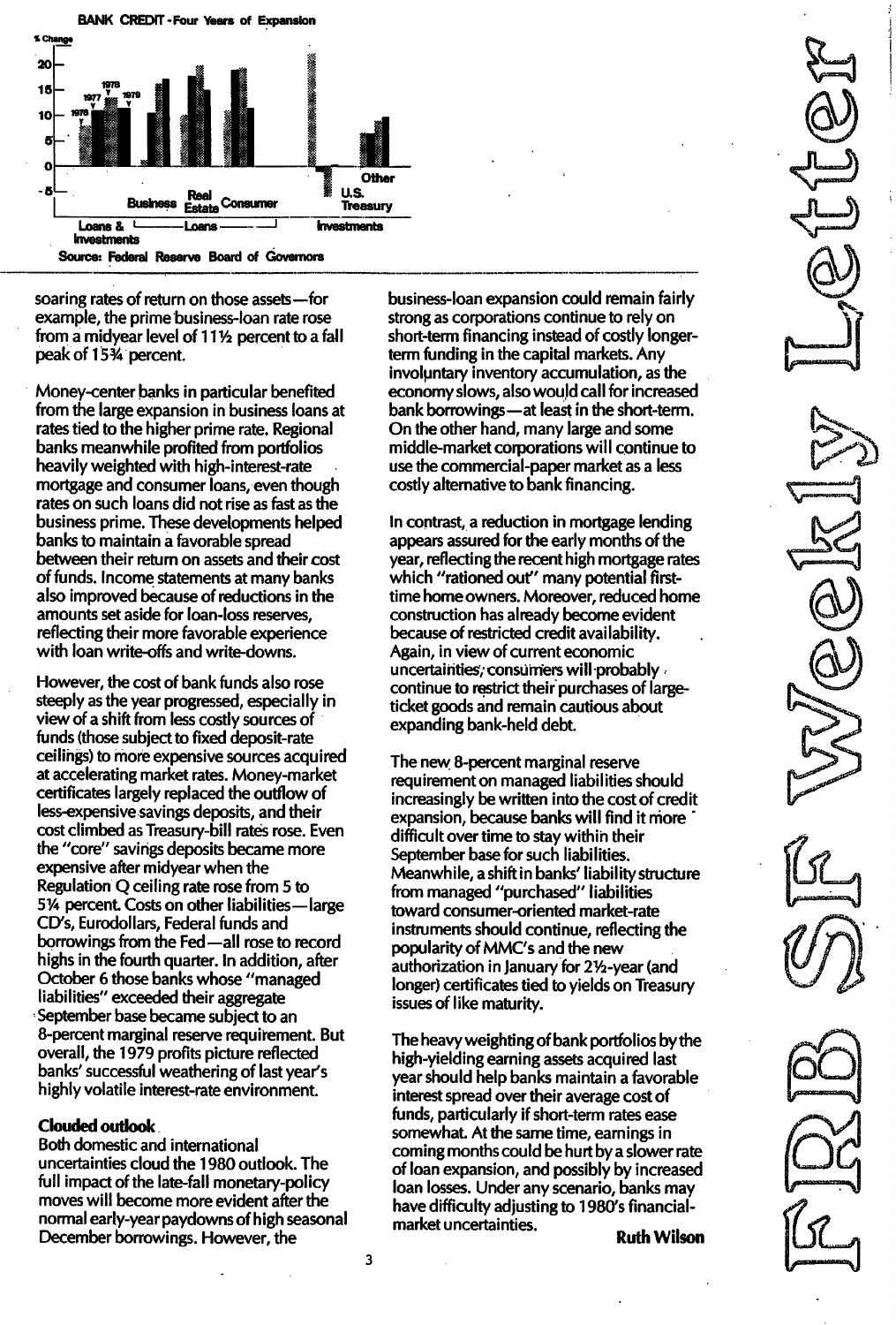**BANK CREDIT - Four Years of Expansion**

% Change

Loans & Investments | Business | Real Estate | Consumer (Loans) | U.S. Treasury | Other (Investments)

1976 1977 1978 1979

Source: Federal Reserve Board of Governors

soaring rates of return on those assets—for example, the prime business-loan rate rose from a midyear level of 11½ percent to a fall peak of 15¾ percent.

Money-center banks in particular benefited from the large expansion in business loans at rates tied to the higher prime rate. Regional banks meanwhile profited from portfolios heavily weighted with high-interest-rate mortgage and consumer loans, even though rates on such loans did not rise as fast as the business prime. These developments helped banks to maintain a favorable spread between their return on assets and their cost of funds. Income statements at many banks also improved because of reductions in the amounts set aside for loan-loss reserves, reflecting their more favorable experience with loan write-offs and write-downs.

However, the cost of bank funds also rose steeply as the year progressed, especially in view of a shift from less costly sources of funds (those subject to fixed deposit-rate ceilings) to more expensive sources acquired at accelerating market rates. Money-market certificates largely replaced the outflow of less-expensive savings deposits, and their cost climbed as Treasury-bill rates rose. Even the "core" savings deposits became more expensive after midyear when the Regulation Q ceiling rate rose from 5 to 5¼ percent. Costs on other liabilities—large CD's, Eurodollars, Federal funds and borrowings from the Fed—all rose to record highs in the fourth quarter. In addition, after October 6 those banks whose "managed liabilities" exceeded their aggregate September base became subject to an 8-percent marginal reserve requirement. But overall, the 1979 profits picture reflected banks' successful weathering of last year's highly volatile interest-rate environment.

**Clouded outlook**

Both domestic and international uncertainties cloud the 1980 outlook. The full impact of the late-fall monetary-policy moves will become more evident after the normal early-year paydowns of high seasonal December borrowings. However, the business-loan expansion could remain fairly strong as corporations continue to rely on short-term financing instead of costly longer-term funding in the capital markets. Any involuntary inventory accumulation, as the economy slows, also would call for increased bank borrowings—at least in the short-term. On the other hand, many large and some middle-market corporations will continue to use the commercial-paper market as a less costly alternative to bank financing.

In contrast, a reduction in mortgage lending appears assured for the early months of the year, reflecting the recent high mortgage rates which "rationed out" many potential first-time homeowners. Moreover, reduced home construction has already become evident because of restricted credit availability. Again, in view of current economic uncertainties, consumers will probably continue to restrict their purchases of large-ticket goods and remain cautious about expanding bank-held debt.

The new 8-percent marginal reserve requirement on managed liabilities should increasingly be written into the cost of credit expansion, because banks will find it more difficult over time to stay within their September base for such liabilities. Meanwhile, a shift in banks' liability structure from managed "purchased" liabilities toward consumer-oriented market-rate instruments should continue, reflecting the popularity of MMC's and the new authorization in January for 2½-year (and longer) certificates tied to yields on Treasury issues of like maturity.

The heavy weighting of bank portfolios by the high-yielding earning assets acquired last year should help banks maintain a favorable interest spread over their average cost of funds, particularly if short-term rates ease somewhat. At the same time, earnings in coming months could be hurt by a slower rate of loan expansion, and possibly by increased loan losses. Under any scenario, banks may have difficulty adjusting to 1980's financial-market uncertainties.

**Ruth Wilson**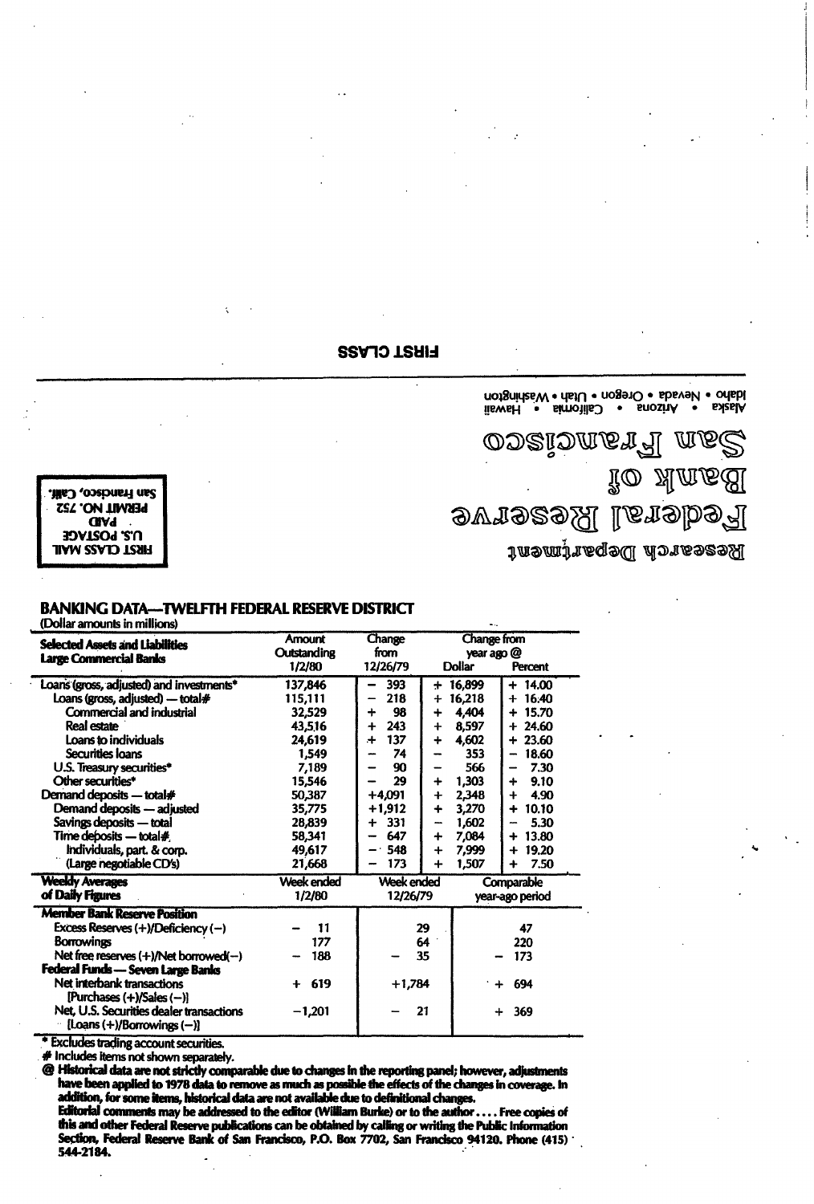FIRST CLASS

Research Department

Federal Reserve Bank of San Francisco

Alaska • Arizona • California • Hawaii
Idaho • Nevada • Oregon • Utah • Washington

FIRST CLASS MAIL
U.S. POSTAGE
PAID
PERMIT NO. 752
San Francisco, Calif.

## BANKING DATA—TWELFTH FEDERAL RESERVE DISTRICT

(Dollar amounts in millions)

| Selected Assets and Liabilities Large Commercial Banks | Amount Outstanding 1/2/80 | Change from 12/26/79 | Change from year ago @ | |
|---|---|---|---|---|
| | | | Dollar | Percent |
| Loans (gross, adjusted) and investments* | 137,846 | − 393 | + 16,899 | + 14.00 |
| Loans (gross, adjusted) — total# | 115,111 | − 218 | + 16,218 | + 16.40 |
| Commercial and industrial | 32,529 | + 98 | + 4,404 | + 15.70 |
| Real estate | 43,516 | + 243 | + 8,597 | + 24.60 |
| Loans to individuals | 24,619 | + 137 | + 4,602 | + 23.60 |
| Securities loans | 1,549 | − 74 | − 353 | − 18.60 |
| U.S. Treasury securities* | 7,189 | − 90 | − 566 | − 7.30 |
| Other securities* | 15,546 | − 29 | + 1,303 | + 9.10 |
| Demand deposits — total# | 50,387 | +4,091 | + 2,348 | + 4.90 |
| Demand deposits — adjusted | 35,775 | +1,912 | + 3,270 | + 10.10 |
| Savings deposits — total | 28,839 | + 331 | − 1,602 | − 5.30 |
| Time deposits — total# | 58,341 | − 647 | + 7,084 | + 13.80 |
| Individuals, part. & corp. | 49,617 | − 548 | + 7,999 | + 19.20 |
| (Large negotiable CD's) | 21,668 | − 173 | + 1,507 | + 7.50 |

| Weekly Averages of Daily Figures | Week ended 1/2/80 | Week ended 12/26/79 | Comparable year-ago period |
|---|---|---|---|
| **Member Bank Reserve Position** | | | |
| Excess Reserves (+)/Deficiency (−) | − 11 | 29 | 47 |
| Borrowings | 177 | 64 | 220 |
| Net free reserves (+)/Net borrowed(−) | − 188 | − 35 | − 173 |
| **Federal Funds — Seven Large Banks** | | | |
| Net interbank transactions [Purchases (+)/Sales (−)] | + 619 | +1,784 | + 694 |
| Net, U.S. Securities dealer transactions [Loans (+)/Borrowings (−)] | −1,201 | − 21 | + 369 |

\* Excludes trading account securities.

\# Includes items not shown separately.

@ Historical data are not strictly comparable due to changes in the reporting panel; however, adjustments have been applied to 1978 data to remove as much as possible the effects of the changes in coverage. In addition, for some items, historical data are not available due to definitional changes.

Editorial comments may be addressed to the editor (William Burke) or to the author.... Free copies of this and other Federal Reserve publications can be obtained by calling or writing the Public Information Section, Federal Reserve Bank of San Francisco, P.O. Box 7702, San Francisco 94120. Phone (415) 544-2184.